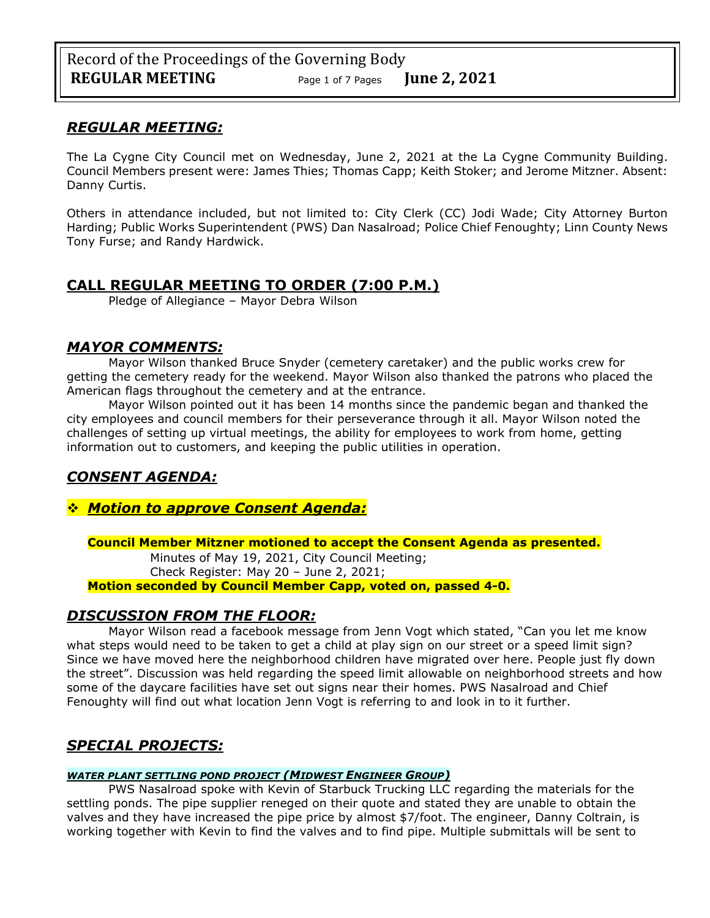## *REGULAR MEETING:*

The La Cygne City Council met on Wednesday, June 2, 2021 at the La Cygne Community Building. Council Members present were: James Thies; Thomas Capp; Keith Stoker; and Jerome Mitzner. Absent: Danny Curtis.

Others in attendance included, but not limited to: City Clerk (CC) Jodi Wade; City Attorney Burton Harding; Public Works Superintendent (PWS) Dan Nasalroad; Police Chief Fenoughty; Linn County News Tony Furse; and Randy Hardwick.

## CALL REGULAR MEETING TO ORDER (7:00 P.M.)

Pledge of Allegiance – Mayor Debra Wilson

## *MAYOR COMMENTS:*

Mayor Wilson thanked Bruce Snyder (cemetery caretaker) and the public works crew for getting the cemetery ready for the weekend. Mayor Wilson also thanked the patrons who placed the American flags throughout the cemetery and at the entrance.

Mayor Wilson pointed out it has been 14 months since the pandemic began and thanked the city employees and council members for their perseverance through it all. Mayor Wilson noted the challenges of setting up virtual meetings, the ability for employees to work from home, getting information out to customers, and keeping the public utilities in operation.

## *CONSENT AGENDA:*

- ***Motion to approve Consent Agenda:***

**Council Member Mitzner motioned to accept the Consent Agenda as presented.**

Minutes of May 19, 2021, City Council Meeting;
Check Register: May 20 – June 2, 2021;

**Motion seconded by Council Member Capp, voted on, passed 4-0.**

## *DISCUSSION FROM THE FLOOR:*

Mayor Wilson read a facebook message from Jenn Vogt which stated, "Can you let me know what steps would need to be taken to get a child at play sign on our street or a speed limit sign? Since we have moved here the neighborhood children have migrated over here. People just fly down the street". Discussion was held regarding the speed limit allowable on neighborhood streets and how some of the daycare facilities have set out signs near their homes. PWS Nasalroad and Chief Fenoughty will find out what location Jenn Vogt is referring to and look in to it further.

## *SPECIAL PROJECTS:*

#### ***WATER PLANT SETTLING POND PROJECT (MIDWEST ENGINEER GROUP)***

PWS Nasalroad spoke with Kevin of Starbuck Trucking LLC regarding the materials for the settling ponds. The pipe supplier reneged on their quote and stated they are unable to obtain the valves and they have increased the pipe price by almost $7/foot. The engineer, Danny Coltrain, is working together with Kevin to find the valves and to find pipe. Multiple submittals will be sent to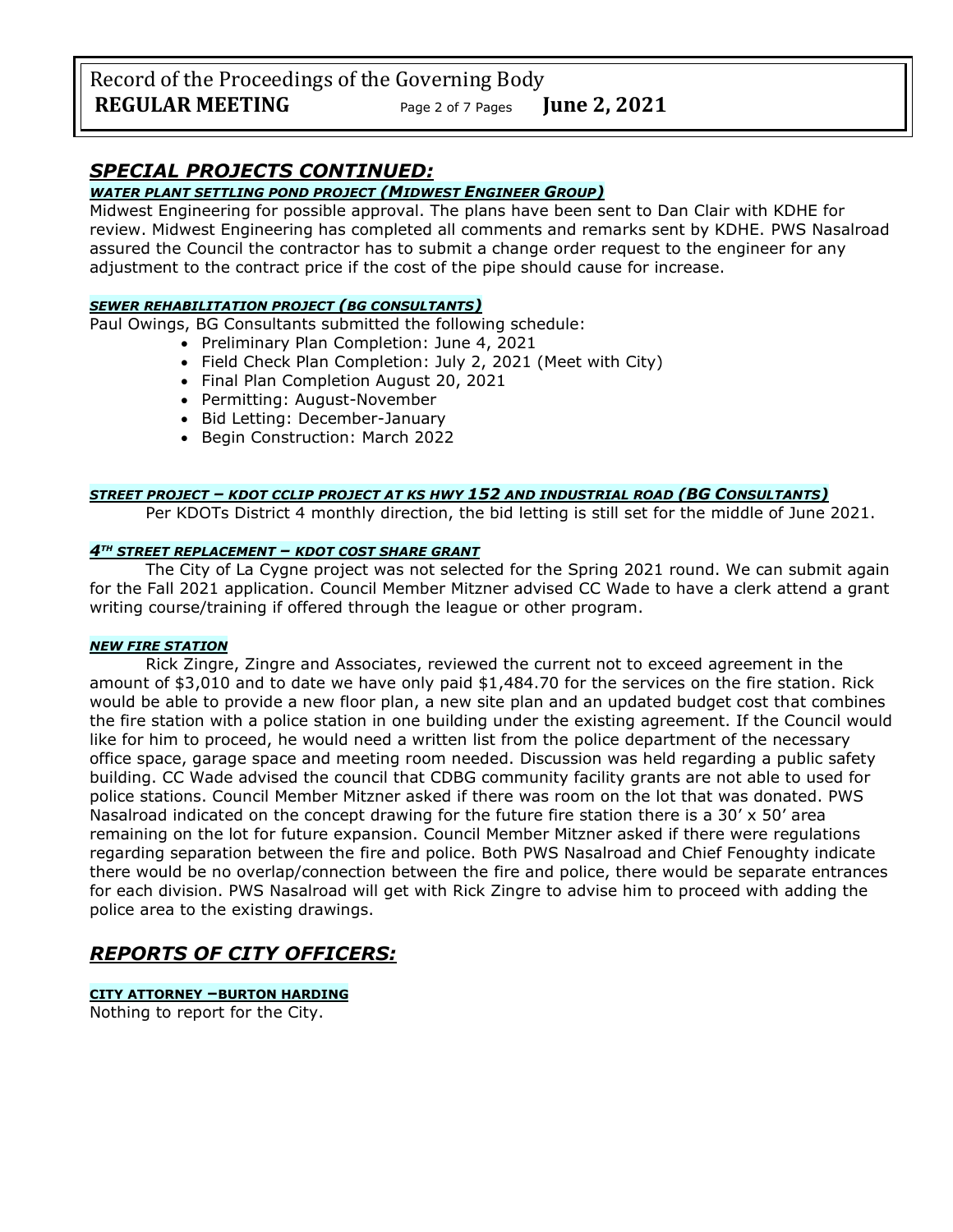## *SPECIAL PROJECTS CONTINUED:*

***WATER PLANT SETTLING POND PROJECT (MIDWEST ENGINEER GROUP)***

Midwest Engineering for possible approval. The plans have been sent to Dan Clair with KDHE for review. Midwest Engineering has completed all comments and remarks sent by KDHE. PWS Nasalroad assured the Council the contractor has to submit a change order request to the engineer for any adjustment to the contract price if the cost of the pipe should cause for increase.

***SEWER REHABILITATION PROJECT (BG CONSULTANTS)***

Paul Owings, BG Consultants submitted the following schedule:

- Preliminary Plan Completion: June 4, 2021
- Field Check Plan Completion: July 2, 2021 (Meet with City)
- Final Plan Completion August 20, 2021
- Permitting: August-November
- Bid Letting: December-January
- Begin Construction: March 2022

***STREET PROJECT – KDOT CCLIP PROJECT AT KS HWY 152 AND INDUSTRIAL ROAD (BG CONSULTANTS)***

Per KDOTs District 4 monthly direction, the bid letting is still set for the middle of June 2021.

***4TH STREET REPLACEMENT – KDOT COST SHARE GRANT***

The City of La Cygne project was not selected for the Spring 2021 round. We can submit again for the Fall 2021 application. Council Member Mitzner advised CC Wade to have a clerk attend a grant writing course/training if offered through the league or other program.

***NEW FIRE STATION***

Rick Zingre, Zingre and Associates, reviewed the current not to exceed agreement in the amount of $3,010 and to date we have only paid $1,484.70 for the services on the fire station. Rick would be able to provide a new floor plan, a new site plan and an updated budget cost that combines the fire station with a police station in one building under the existing agreement. If the Council would like for him to proceed, he would need a written list from the police department of the necessary office space, garage space and meeting room needed. Discussion was held regarding a public safety building. CC Wade advised the council that CDBG community facility grants are not able to used for police stations. Council Member Mitzner asked if there was room on the lot that was donated. PWS Nasalroad indicated on the concept drawing for the future fire station there is a 30' x 50' area remaining on the lot for future expansion. Council Member Mitzner asked if there were regulations regarding separation between the fire and police. Both PWS Nasalroad and Chief Fenoughty indicate there would be no overlap/connection between the fire and police, there would be separate entrances for each division. PWS Nasalroad will get with Rick Zingre to advise him to proceed with adding the police area to the existing drawings.

## *REPORTS OF CITY OFFICERS:*

**CITY ATTORNEY –BURTON HARDING**

Nothing to report for the City.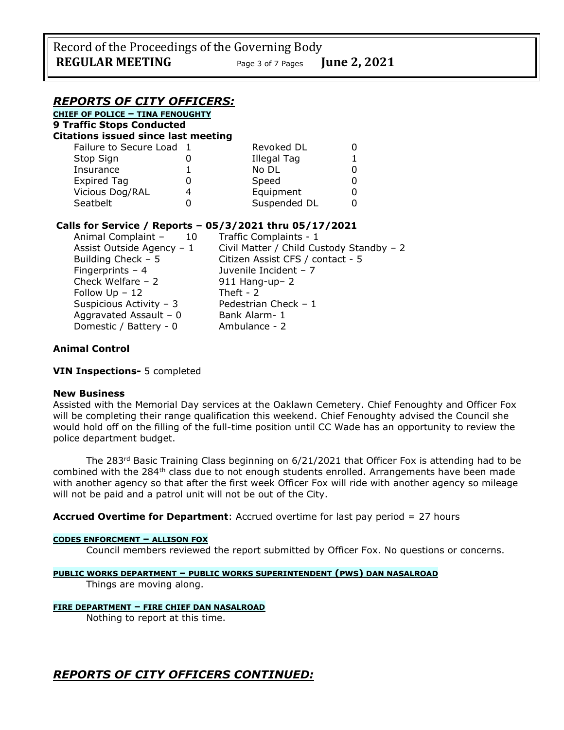## *REPORTS OF CITY OFFICERS:*

**CHIEF OF POLICE – TINA FENOUGHTY**

**9 Traffic Stops Conducted**

**Citations issued since last meeting**

| | | | |
|---|---|---|---|
| Failure to Secure Load | 1 | Revoked DL | 0 |
| Stop Sign | 0 | Illegal Tag | 1 |
| Insurance | 1 | No DL | 0 |
| Expired Tag | 0 | Speed | 0 |
| Vicious Dog/RAL | 4 | Equipment | 0 |
| Seatbelt | 0 | Suspended DL | 0 |

**Calls for Service / Reports – 05/3/2021 thru 05/17/2021**

| | |
|---|---|
| Animal Complaint – 10 | Traffic Complaints - 1 |
| Assist Outside Agency – 1 | Civil Matter / Child Custody Standby – 2 |
| Building Check – 5 | Citizen Assist CFS / contact - 5 |
| Fingerprints – 4 | Juvenile Incident – 7 |
| Check Welfare – 2 | 911 Hang-up– 2 |
| Follow Up – 12 | Theft - 2 |
| Suspicious Activity – 3 | Pedestrian Check – 1 |
| Aggravated Assault – 0 | Bank Alarm- 1 |
| Domestic / Battery - 0 | Ambulance - 2 |

**Animal Control**

**VIN Inspections-** 5 completed

**New Business**

Assisted with the Memorial Day services at the Oaklawn Cemetery. Chief Fenoughty and Officer Fox will be completing their range qualification this weekend. Chief Fenoughty advised the Council she would hold off on the filling of the full-time position until CC Wade has an opportunity to review the police department budget.

The 283rd Basic Training Class beginning on 6/21/2021 that Officer Fox is attending had to be combined with the 284th class due to not enough students enrolled. Arrangements have been made with another agency so that after the first week Officer Fox will ride with another agency so mileage will not be paid and a patrol unit will not be out of the City.

**Accrued Overtime for Department**: Accrued overtime for last pay period = 27 hours

**CODES ENFORCMENT – ALLISON FOX**

Council members reviewed the report submitted by Officer Fox. No questions or concerns.

**PUBLIC WORKS DEPARTMENT – PUBLIC WORKS SUPERINTENDENT (PWS) DAN NASALROAD**

Things are moving along.

**FIRE DEPARTMENT – FIRE CHIEF DAN NASALROAD**

Nothing to report at this time.

## *REPORTS OF CITY OFFICERS CONTINUED:*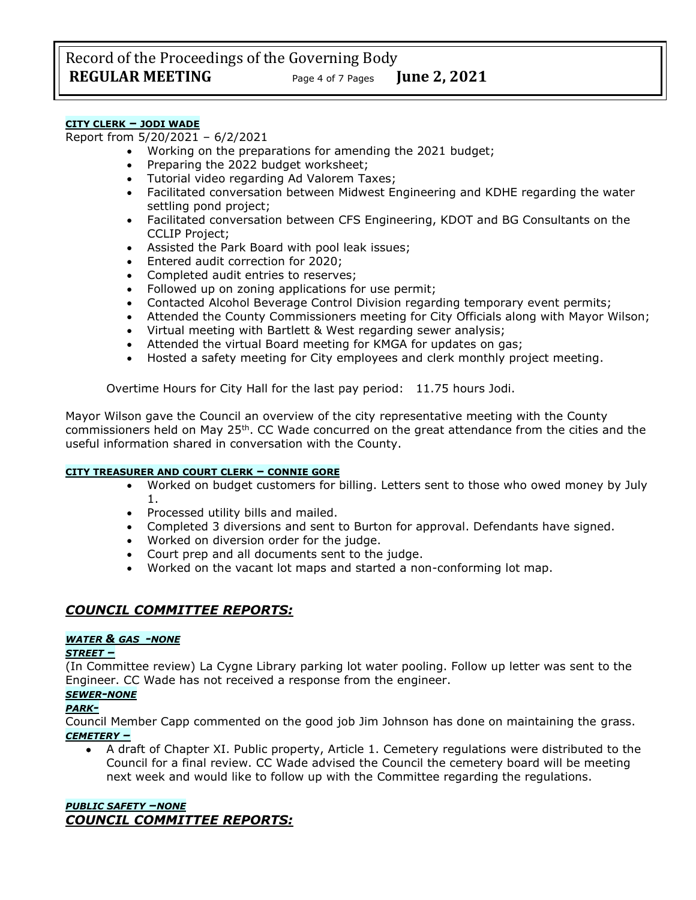**CITY CLERK – JODI WADE**

Report from 5/20/2021 – 6/2/2021

- Working on the preparations for amending the 2021 budget;
- Preparing the 2022 budget worksheet;
- Tutorial video regarding Ad Valorem Taxes;
- Facilitated conversation between Midwest Engineering and KDHE regarding the water settling pond project;
- Facilitated conversation between CFS Engineering, KDOT and BG Consultants on the CCLIP Project;
- Assisted the Park Board with pool leak issues;
- Entered audit correction for 2020;
- Completed audit entries to reserves;
- Followed up on zoning applications for use permit;
- Contacted Alcohol Beverage Control Division regarding temporary event permits;
- Attended the County Commissioners meeting for City Officials along with Mayor Wilson;
- Virtual meeting with Bartlett & West regarding sewer analysis;
- Attended the virtual Board meeting for KMGA for updates on gas;
- Hosted a safety meeting for City employees and clerk monthly project meeting.

Overtime Hours for City Hall for the last pay period: 11.75 hours Jodi.

Mayor Wilson gave the Council an overview of the city representative meeting with the County commissioners held on May 25th. CC Wade concurred on the great attendance from the cities and the useful information shared in conversation with the County.

**CITY TREASURER AND COURT CLERK – CONNIE GORE**

- Worked on budget customers for billing. Letters sent to those who owed money by July 1.
- Processed utility bills and mailed.
- Completed 3 diversions and sent to Burton for approval. Defendants have signed.
- Worked on diversion order for the judge.
- Court prep and all documents sent to the judge.
- Worked on the vacant lot maps and started a non-conforming lot map.

## *COUNCIL COMMITTEE REPORTS:*

***WATER & GAS -NONE***

***STREET –***

(In Committee review) La Cygne Library parking lot water pooling. Follow up letter was sent to the Engineer. CC Wade has not received a response from the engineer.

***SEWER-NONE***

***PARK-***

Council Member Capp commented on the good job Jim Johnson has done on maintaining the grass.

***CEMETERY –***

- A draft of Chapter XI. Public property, Article 1. Cemetery regulations were distributed to the Council for a final review. CC Wade advised the Council the cemetery board will be meeting next week and would like to follow up with the Committee regarding the regulations.

***PUBLIC SAFETY –NONE***

## *COUNCIL COMMITTEE REPORTS:*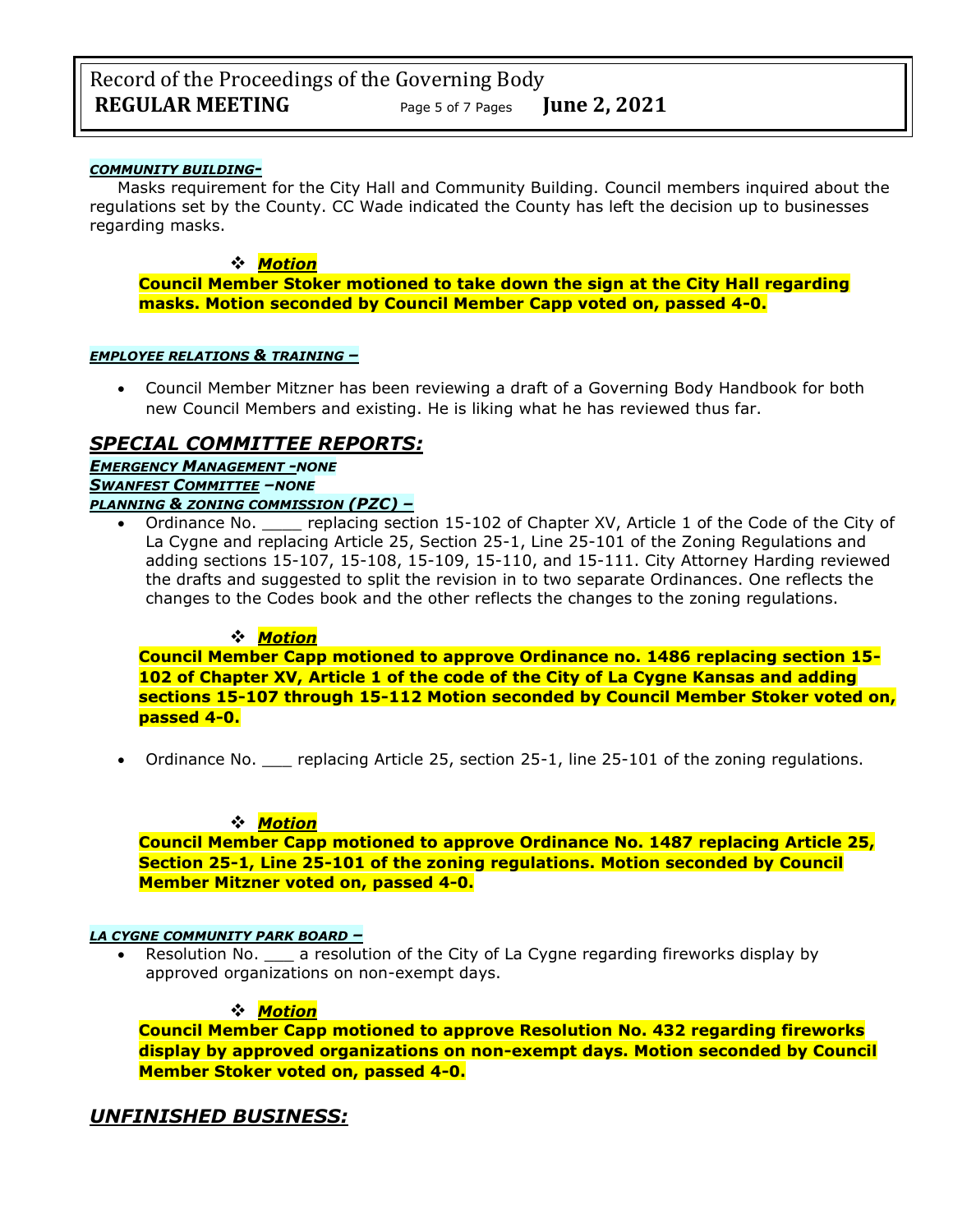***COMMUNITY BUILDING-***

Masks requirement for the City Hall and Community Building. Council members inquired about the regulations set by the County. CC Wade indicated the County has left the decision up to businesses regarding masks.

❖ ***Motion***

**Council Member Stoker motioned to take down the sign at the City Hall regarding masks. Motion seconded by Council Member Capp voted on, passed 4-0.**

***EMPLOYEE RELATIONS & TRAINING –***

- Council Member Mitzner has been reviewing a draft of a Governing Body Handbook for both new Council Members and existing. He is liking what he has reviewed thus far.

## *SPECIAL COMMITTEE REPORTS:*

***EMERGENCY MANAGEMENT -NONE***

***SWANFEST COMMITTEE –NONE***

***PLANNING & ZONING COMMISSION (PZC) –***

- Ordinance No. ____ replacing section 15-102 of Chapter XV, Article 1 of the Code of the City of La Cygne and replacing Article 25, Section 25-1, Line 25-101 of the Zoning Regulations and adding sections 15-107, 15-108, 15-109, 15-110, and 15-111. City Attorney Harding reviewed the drafts and suggested to split the revision in to two separate Ordinances. One reflects the changes to the Codes book and the other reflects the changes to the zoning regulations.

❖ ***Motion***

**Council Member Capp motioned to approve Ordinance no. 1486 replacing section 15-102 of Chapter XV, Article 1 of the code of the City of La Cygne Kansas and adding sections 15-107 through 15-112 Motion seconded by Council Member Stoker voted on, passed 4-0.**

- Ordinance No. ___ replacing Article 25, section 25-1, line 25-101 of the zoning regulations.

❖ ***Motion***

**Council Member Capp motioned to approve Ordinance No. 1487 replacing Article 25, Section 25-1, Line 25-101 of the zoning regulations. Motion seconded by Council Member Mitzner voted on, passed 4-0.**

***LA CYGNE COMMUNITY PARK BOARD –***

- Resolution No. ___ a resolution of the City of La Cygne regarding fireworks display by approved organizations on non-exempt days.

❖ ***Motion***

**Council Member Capp motioned to approve Resolution No. 432 regarding fireworks display by approved organizations on non-exempt days. Motion seconded by Council Member Stoker voted on, passed 4-0.**

## *UNFINISHED BUSINESS:*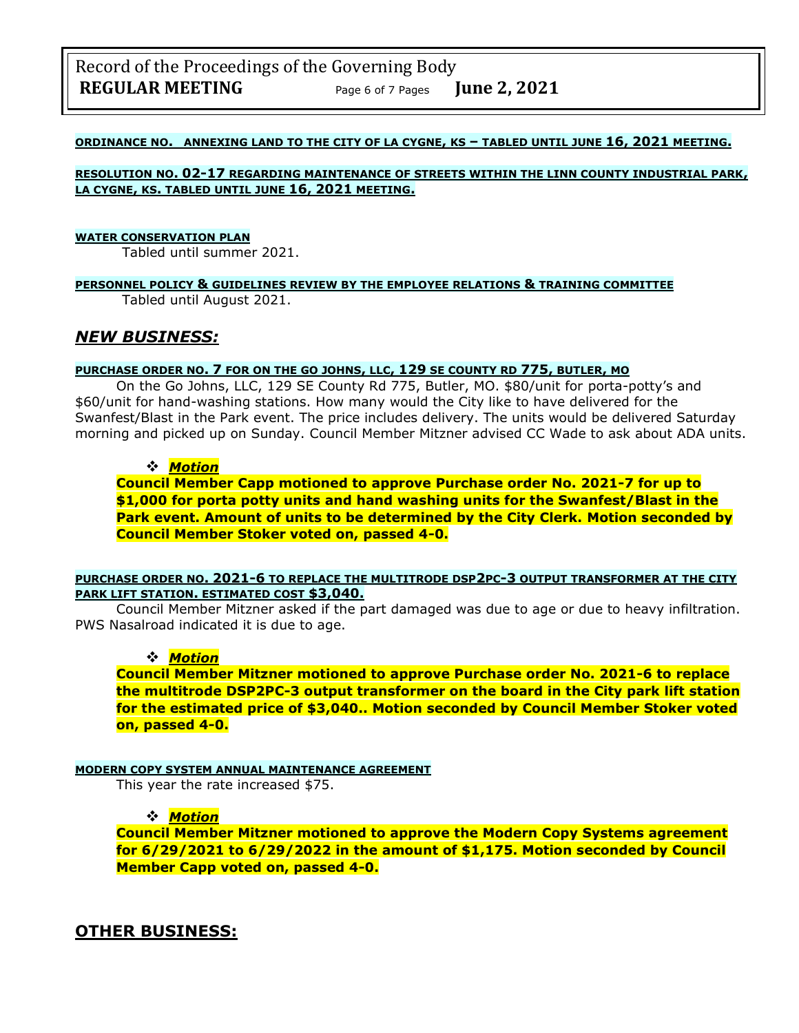**ORDINANCE NO. ANNEXING LAND TO THE CITY OF LA CYGNE, KS – TABLED UNTIL JUNE 16, 2021 MEETING.**

**RESOLUTION NO. 02-17 REGARDING MAINTENANCE OF STREETS WITHIN THE LINN COUNTY INDUSTRIAL PARK, LA CYGNE, KS. TABLED UNTIL JUNE 16, 2021 MEETING.**

**WATER CONSERVATION PLAN**

Tabled until summer 2021.

**PERSONNEL POLICY & GUIDELINES REVIEW BY THE EMPLOYEE RELATIONS & TRAINING COMMITTEE**

Tabled until August 2021.

## *NEW BUSINESS:*

**PURCHASE ORDER NO. 7 FOR ON THE GO JOHNS, LLC, 129 SE COUNTY RD 775, BUTLER, MO**

On the Go Johns, LLC, 129 SE County Rd 775, Butler, MO. $80/unit for porta-potty's and $60/unit for hand-washing stations. How many would the City like to have delivered for the Swanfest/Blast in the Park event. The price includes delivery. The units would be delivered Saturday morning and picked up on Sunday. Council Member Mitzner advised CC Wade to ask about ADA units.

- ***Motion***

**Council Member Capp motioned to approve Purchase order No. 2021-7 for up to $1,000 for porta potty units and hand washing units for the Swanfest/Blast in the Park event. Amount of units to be determined by the City Clerk. Motion seconded by Council Member Stoker voted on, passed 4-0.**

**PURCHASE ORDER NO. 2021-6 TO REPLACE THE MULTITRODE DSP2PC-3 OUTPUT TRANSFORMER AT THE CITY PARK LIFT STATION. ESTIMATED COST $3,040.**

Council Member Mitzner asked if the part damaged was due to age or due to heavy infiltration. PWS Nasalroad indicated it is due to age.

- ***Motion***

**Council Member Mitzner motioned to approve Purchase order No. 2021-6 to replace the multitrode DSP2PC-3 output transformer on the board in the City park lift station for the estimated price of $3,040.. Motion seconded by Council Member Stoker voted on, passed 4-0.**

**MODERN COPY SYSTEM ANNUAL MAINTENANCE AGREEMENT**

This year the rate increased $75.

- ***Motion***

**Council Member Mitzner motioned to approve the Modern Copy Systems agreement for 6/29/2021 to 6/29/2022 in the amount of $1,175. Motion seconded by Council Member Capp voted on, passed 4-0.**

## OTHER BUSINESS: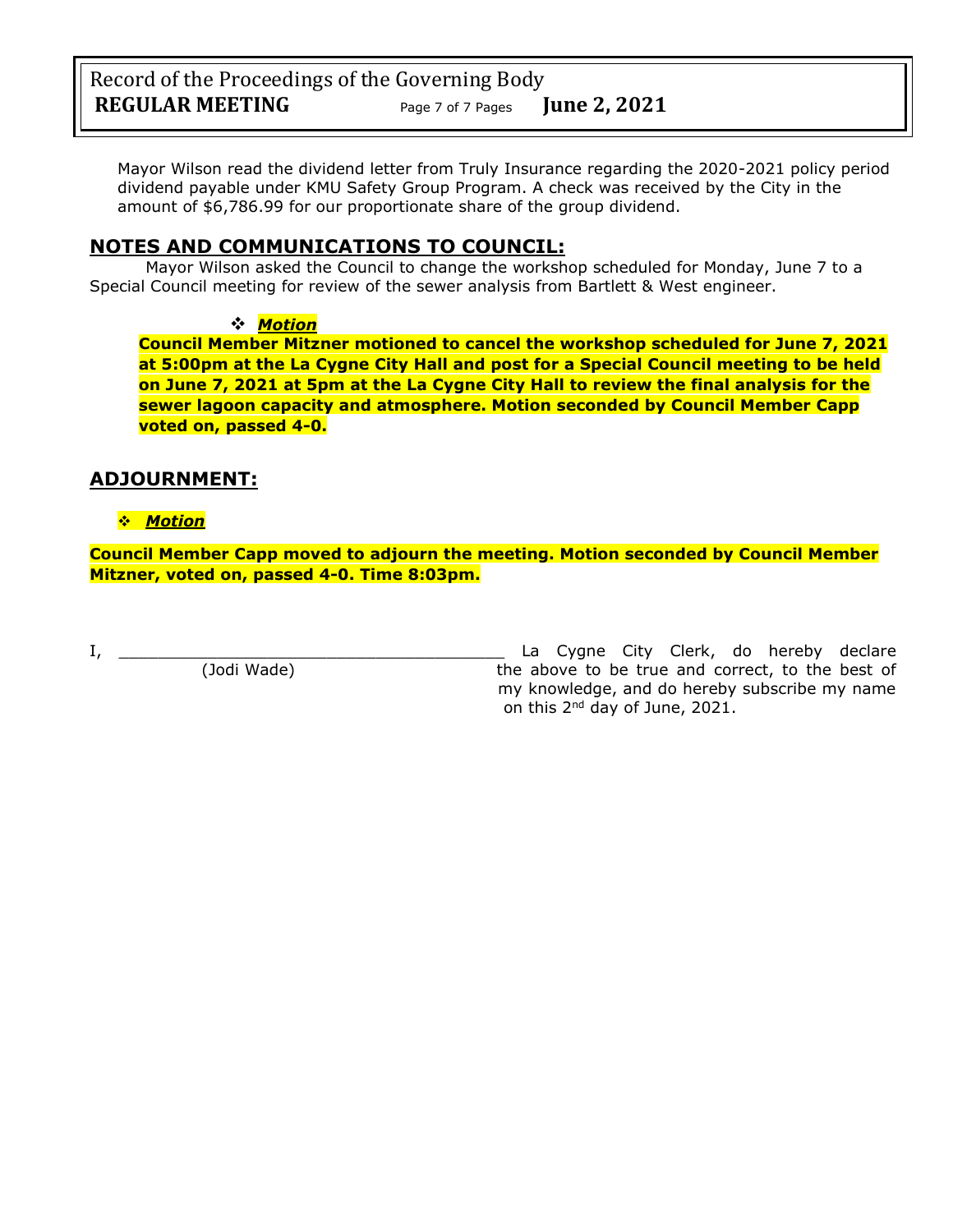Mayor Wilson read the dividend letter from Truly Insurance regarding the 2020-2021 policy period dividend payable under KMU Safety Group Program. A check was received by the City in the amount of $6,786.99 for our proportionate share of the group dividend.

## NOTES AND COMMUNICATIONS TO COUNCIL:

Mayor Wilson asked the Council to change the workshop scheduled for Monday, June 7 to a Special Council meeting for review of the sewer analysis from Bartlett & West engineer.

❖ ***Motion***

**Council Member Mitzner motioned to cancel the workshop scheduled for June 7, 2021 at 5:00pm at the La Cygne City Hall and post for a Special Council meeting to be held on June 7, 2021 at 5pm at the La Cygne City Hall to review the final analysis for the sewer lagoon capacity and atmosphere. Motion seconded by Council Member Capp voted on, passed 4-0.**

## ADJOURNMENT:

❖ ***Motion***

**Council Member Capp moved to adjourn the meeting. Motion seconded by Council Member Mitzner, voted on, passed 4-0. Time 8:03pm.**

I, ________________________________________ La Cygne City Clerk, do hereby declare the above to be true and correct, to the best of my knowledge, and do hereby subscribe my name on this 2nd day of June, 2021.

(Jodi Wade)